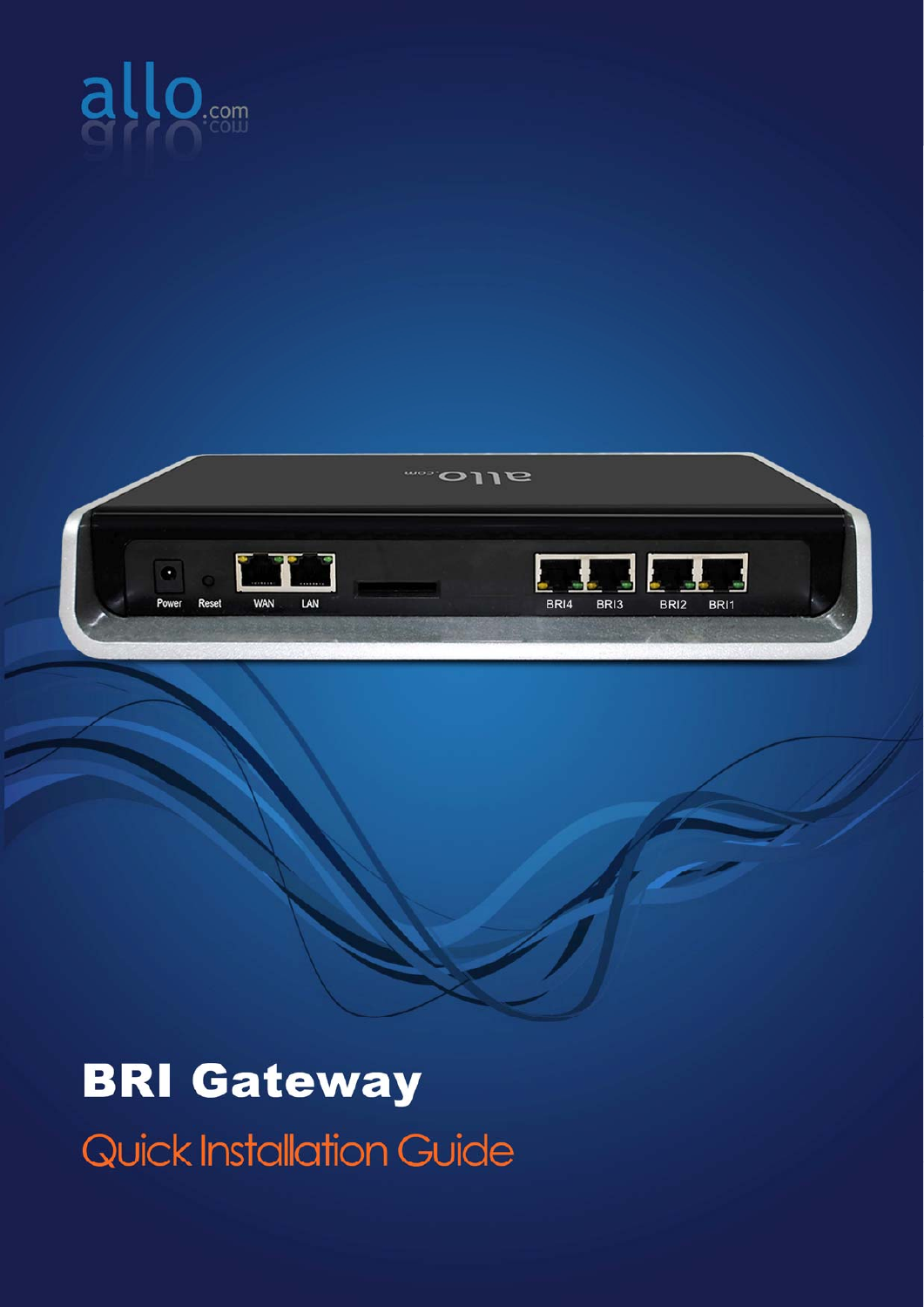allo.com

# BRI Gateway

## Quick Installation Guide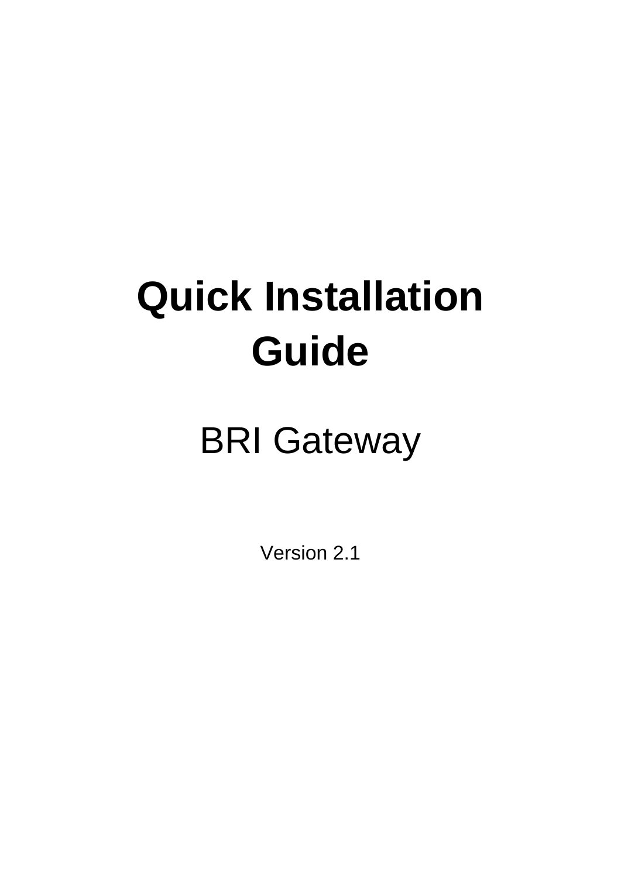# Quick Installation Guide

## BRI Gateway

Version 2.1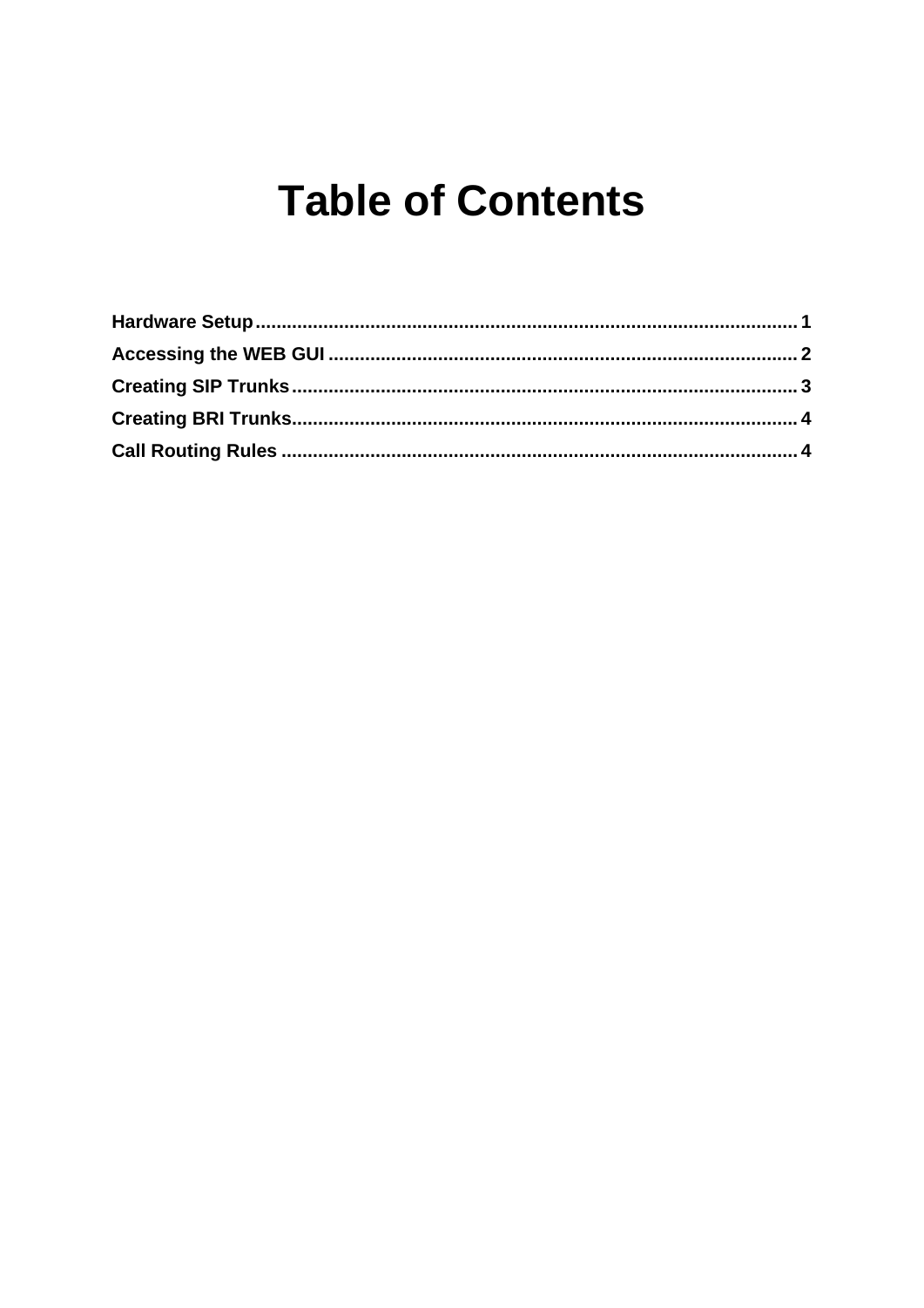# Table of Contents

**Hardware Setup** .......................................................................................................... 1

**Accessing the WEB GUI** ............................................................................................ 2

**Creating SIP Trunks** .................................................................................................. 3

**Creating BRI Trunks** .................................................................................................. 4

**Call Routing Rules** ...................................................................................................... 4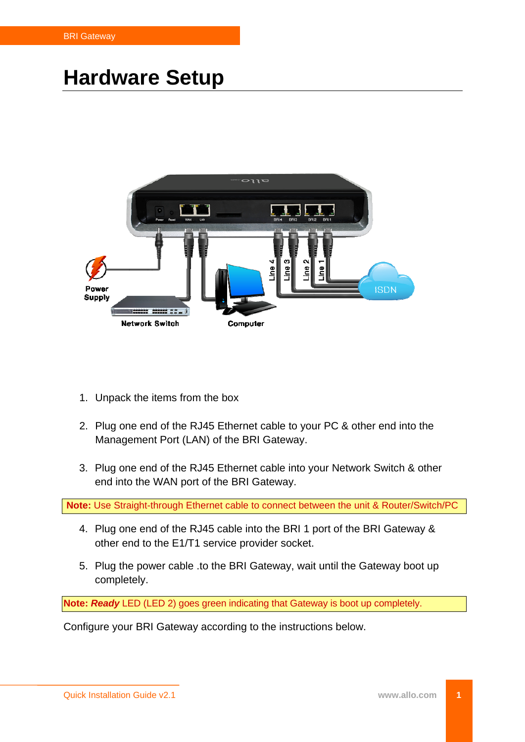# Hardware Setup

1. Unpack the items from the box

2. Plug one end of the RJ45 Ethernet cable to your PC & other end into the Management Port (LAN) of the BRI Gateway.

3. Plug one end of the RJ45 Ethernet cable into your Network Switch & other end into the WAN port of the BRI Gateway.

**Note:** Use Straight-through Ethernet cable to connect between the unit & Router/Switch/PC

4. Plug one end of the RJ45 cable into the BRI 1 port of the BRI Gateway & other end to the E1/T1 service provider socket.

5. Plug the power cable .to the BRI Gateway, wait until the Gateway boot up completely.

**Note:** ***Ready*** LED (LED 2) goes green indicating that Gateway is boot up completely.

Configure your BRI Gateway according to the instructions below.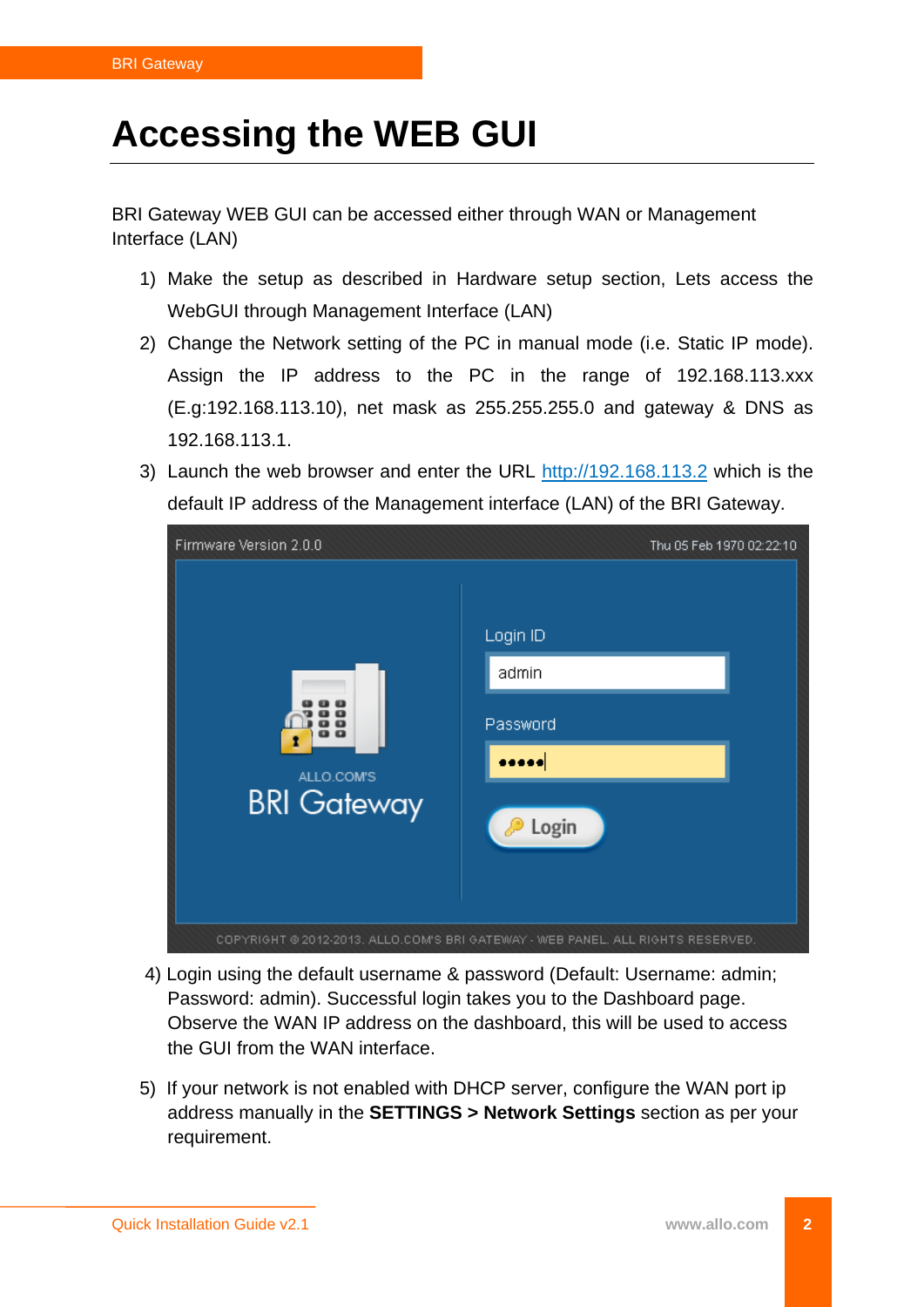# Accessing the WEB GUI

BRI Gateway WEB GUI can be accessed either through WAN or Management Interface (LAN)

1) Make the setup as described in Hardware setup section, Lets access the WebGUI through Management Interface (LAN)
2) Change the Network setting of the PC in manual mode (i.e. Static IP mode). Assign the IP address to the PC in the range of 192.168.113.xxx (E.g:192.168.113.10), net mask as 255.255.255.0 and gateway & DNS as 192.168.113.1.
3) Launch the web browser and enter the URL http://192.168.113.2 which is the default IP address of the Management interface (LAN) of the BRI Gateway.

4) Login using the default username & password (Default: Username: admin; Password: admin). Successful login takes you to the Dashboard page. Observe the WAN IP address on the dashboard, this will be used to access the GUI from the WAN interface.

5) If your network is not enabled with DHCP server, configure the WAN port ip address manually in the **SETTINGS > Network Settings** section as per your requirement.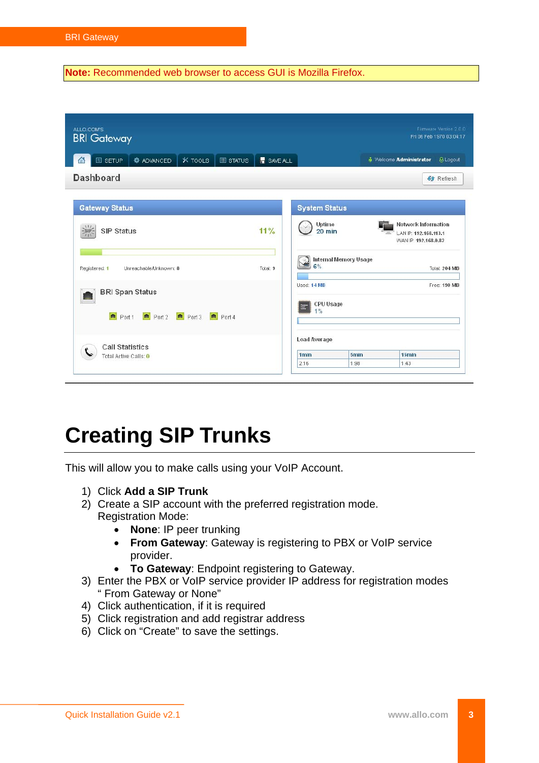**Note:** Recommended web browser to access GUI is Mozilla Firefox.

# Creating SIP Trunks

This will allow you to make calls using your VoIP Account.

1) Click **Add a SIP Trunk**
2) Create a SIP account with the preferred registration mode.
   Registration Mode:
   - **None**: IP peer trunking
   - **From Gateway**: Gateway is registering to PBX or VoIP service provider.
   - **To Gateway**: Endpoint registering to Gateway.
3) Enter the PBX or VoIP service provider IP address for registration modes " From Gateway or None"
4) Click authentication, if it is required
5) Click registration and add registrar address
6) Click on "Create" to save the settings.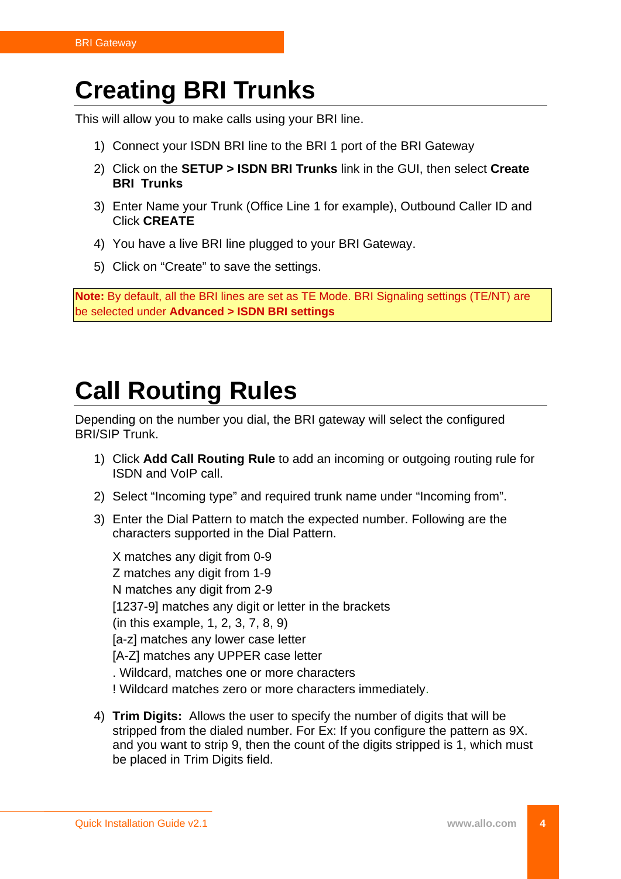// Creating BRI Trunks

This will allow you to make calls using your BRI line.

1) Connect your ISDN BRI line to the BRI 1 port of the BRI Gateway
2) Click on the **SETUP > ISDN BRI Trunks** link in the GUI, then select **Create BRI Trunks**
3) Enter Name your Trunk (Office Line 1 for example), Outbound Caller ID and Click **CREATE**
4) You have a live BRI line plugged to your BRI Gateway.
5) Click on "Create" to save the settings.

**Note:** By default, all the BRI lines are set as TE Mode. BRI Signaling settings (TE/NT) are be selected under **Advanced > ISDN BRI settings**

# Call Routing Rules

Depending on the number you dial, the BRI gateway will select the configured BRI/SIP Trunk.

1) Click **Add Call Routing Rule** to add an incoming or outgoing routing rule for ISDN and VoIP call.
2) Select "Incoming type" and required trunk name under "Incoming from".
3) Enter the Dial Pattern to match the expected number. Following are the characters supported in the Dial Pattern.

   X matches any digit from 0-9
   Z matches any digit from 1-9
   N matches any digit from 2-9
   [1237-9] matches any digit or letter in the brackets
   (in this example, 1, 2, 3, 7, 8, 9)
   [a-z] matches any lower case letter
   [A-Z] matches any UPPER case letter
   . Wildcard, matches one or more characters
   ! Wildcard matches zero or more characters immediately.

4) **Trim Digits:** Allows the user to specify the number of digits that will be stripped from the dialed number. For Ex: If you configure the pattern as 9X. and you want to strip 9, then the count of the digits stripped is 1, which must be placed in Trim Digits field.

# Creating BRI Trunks

This will allow you to make calls using your BRI line.

1) Connect your ISDN BRI line to the BRI 1 port of the BRI Gateway
2) Click on the **SETUP > ISDN BRI Trunks** link in the GUI, then select **Create BRI Trunks**
3) Enter Name your Trunk (Office Line 1 for example), Outbound Caller ID and Click **CREATE**
4) You have a live BRI line plugged to your BRI Gateway.
5) Click on "Create" to save the settings.

**Note:** By default, all the BRI lines are set as TE Mode. BRI Signaling settings (TE/NT) are be selected under **Advanced > ISDN BRI settings**

# Call Routing Rules

Depending on the number you dial, the BRI gateway will select the configured BRI/SIP Trunk.

1) Click **Add Call Routing Rule** to add an incoming or outgoing routing rule for ISDN and VoIP call.
2) Select "Incoming type" and required trunk name under "Incoming from".
3) Enter the Dial Pattern to match the expected number. Following are the characters supported in the Dial Pattern.

   X matches any digit from 0-9
   Z matches any digit from 1-9
   N matches any digit from 2-9
   [1237-9] matches any digit or letter in the brackets
   (in this example, 1, 2, 3, 7, 8, 9)
   [a-z] matches any lower case letter
   [A-Z] matches any UPPER case letter
   . Wildcard, matches one or more characters
   ! Wildcard matches zero or more characters immediately.

4) **Trim Digits:** Allows the user to specify the number of digits that will be stripped from the dialed number. For Ex: If you configure the pattern as 9X. and you want to strip 9, then the count of the digits stripped is 1, which must be placed in Trim Digits field.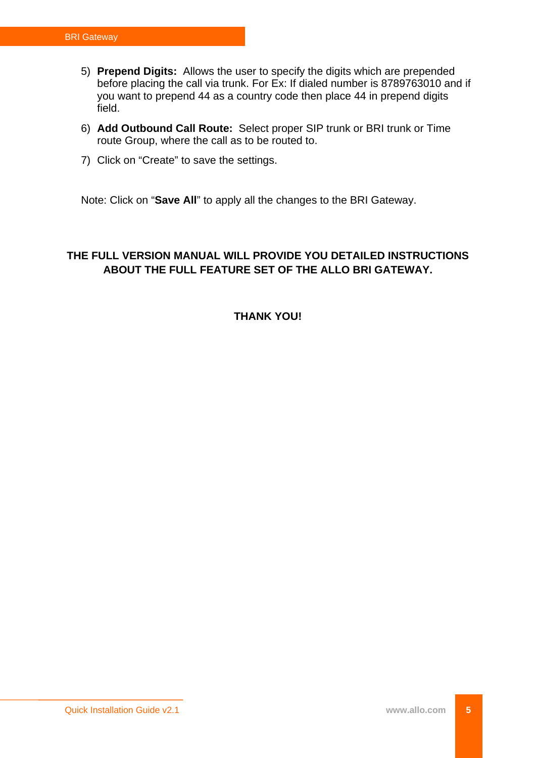5) **Prepend Digits:** Allows the user to specify the digits which are prepended before placing the call via trunk. For Ex: If dialed number is 8789763010 and if you want to prepend 44 as a country code then place 44 in prepend digits field.

6) **Add Outbound Call Route:** Select proper SIP trunk or BRI trunk or Time route Group, where the call as to be routed to.

7) Click on "Create" to save the settings.

Note: Click on "**Save All**" to apply all the changes to the BRI Gateway.

**THE FULL VERSION MANUAL WILL PROVIDE YOU DETAILED INSTRUCTIONS ABOUT THE FULL FEATURE SET OF THE ALLO BRI GATEWAY.**

**THANK YOU!**